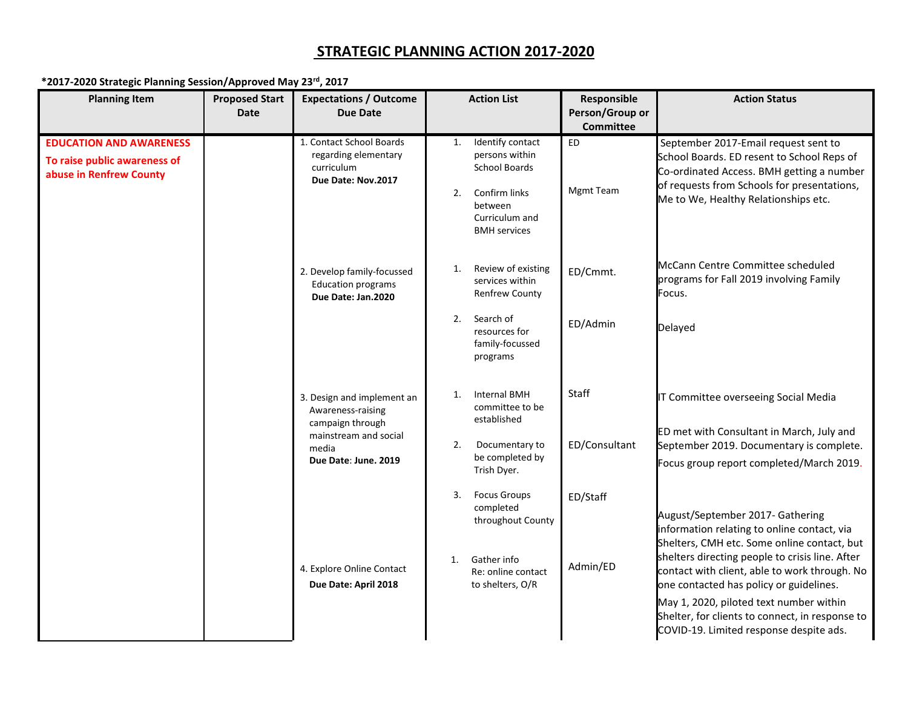# STRATEGIC PLANNING ACTION 2017-2020

**\*2017-2020 Strategic Planning Session/Approved May 23rd, 2017**

| Planning Item | Proposed Start Date | Expectations / Outcome Due Date | Action List | Responsible Person/Group or Committee | Action Status |
|---|---|---|---|---|---|
| **EDUCATION AND AWARENESS** **To raise public awareness of abuse in Renfrew County** | | 1. Contact School Boards regarding elementary curriculum **Due Date: Nov.2017** | 1. Identify contact persons within School Boards | ED | September 2017-Email request sent to School Boards. ED resent to School Reps of Co-ordinated Access. BMH getting a number of requests from Schools for presentations, Me to We, Healthy Relationships etc. |
| | | | 2. Confirm links between Curriculum and BMH services | Mgmt Team | |
| | | 2. Develop family-focussed Education programs **Due Date: Jan.2020** | 1. Review of existing services within Renfrew County | ED/Cmmt. | McCann Centre Committee scheduled programs for Fall 2019 involving Family Focus. |
| | | | 2. Search of resources for family-focussed programs | ED/Admin | Delayed |
| | | 3. Design and implement an Awareness-raising campaign through mainstream and social media **Due Date: June. 2019** | 1. Internal BMH committee to be established | Staff | IT Committee overseeing Social Media |
| | | | 2. Documentary to be completed by Trish Dyer. | ED/Consultant | ED met with Consultant in March, July and September 2019. Documentary is complete. |
| | | | 3. Focus Groups completed throughout County | ED/Staff | Focus group report completed/March 2019. |
| | | 4. Explore Online Contact **Due Date: April 2018** | 1. Gather info Re: online contact to shelters, O/R | Admin/ED | August/September 2017- Gathering information relating to online contact, via Shelters, CMH etc. Some online contact, but shelters directing people to crisis line. After contact with client, able to work through. No one contacted has policy or guidelines. May 1, 2020, piloted text number within Shelter, for clients to connect, in response to COVID-19. Limited response despite ads. |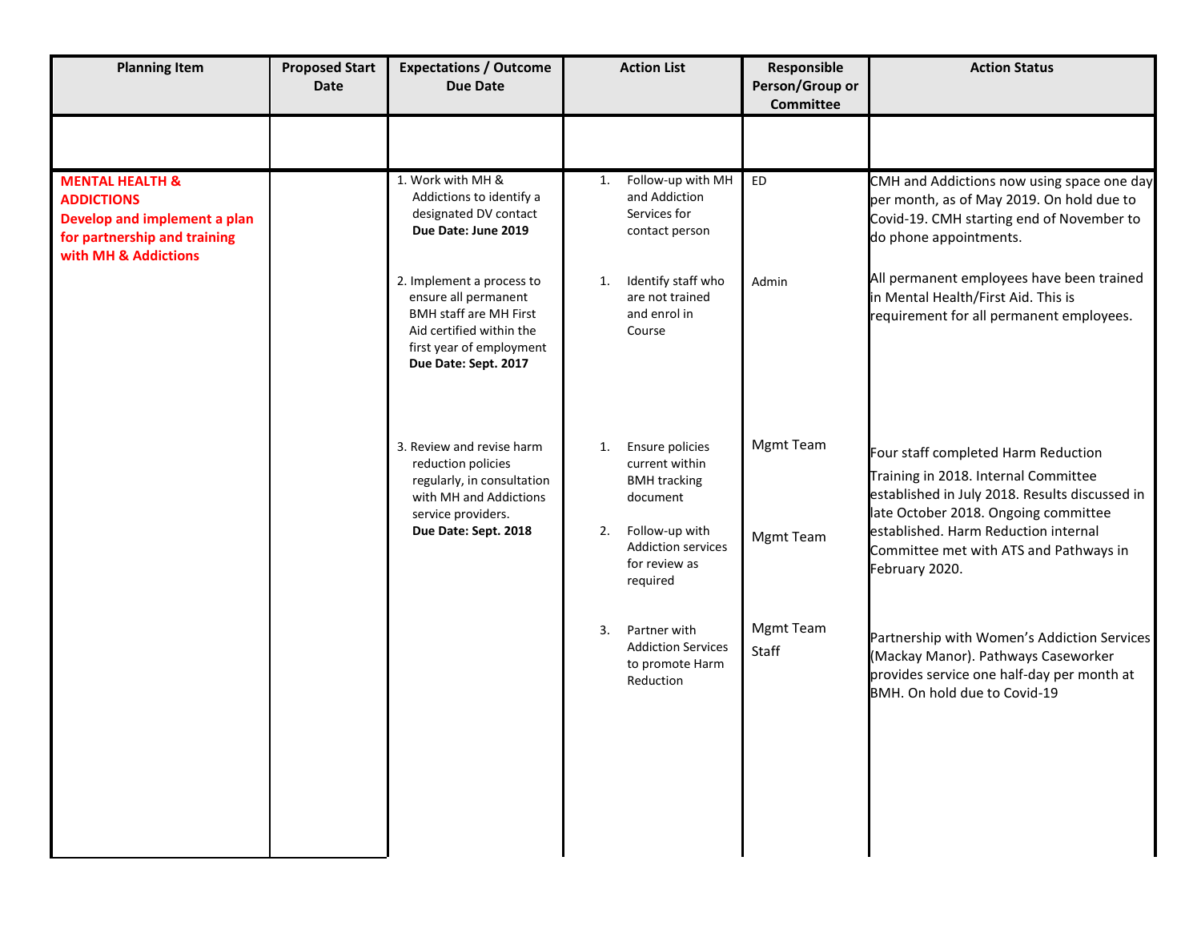| Planning Item | Proposed Start Date | Expectations / Outcome Due Date | Action List | Responsible Person/Group or Committee | Action Status |
|---|---|---|---|---|---|
| | | | | | |
| **MENTAL HEALTH & ADDICTIONS Develop and implement a plan for partnership and training with MH & Addictions** | | 1. Work with MH & Addictions to identify a designated DV contact **Due Date: June 2019** | 1. Follow-up with MH and Addiction Services for contact person | ED | CMH and Addictions now using space one day per month, as of May 2019. On hold due to Covid-19. CMH starting end of November to do phone appointments. |
| | | 2. Implement a process to ensure all permanent BMH staff are MH First Aid certified within the first year of employment **Due Date: Sept. 2017** | 1. Identify staff who are not trained and enrol in Course | Admin | All permanent employees have been trained in Mental Health/First Aid. This is requirement for all permanent employees. |
| | | 3. Review and revise harm reduction policies regularly, in consultation with MH and Addictions service providers. **Due Date: Sept. 2018** | 1. Ensure policies current within BMH tracking document | Mgmt Team | Four staff completed Harm Reduction Training in 2018. Internal Committee established in July 2018. Results discussed in late October 2018. Ongoing committee established. Harm Reduction internal Committee met with ATS and Pathways in February 2020. |
| | | | 2. Follow-up with Addiction services for review as required | Mgmt Team | |
| | | | 3. Partner with Addiction Services to promote Harm Reduction | Mgmt Team Staff | Partnership with Women's Addiction Services (Mackay Manor). Pathways Caseworker provides service one half-day per month at BMH. On hold due to Covid-19 |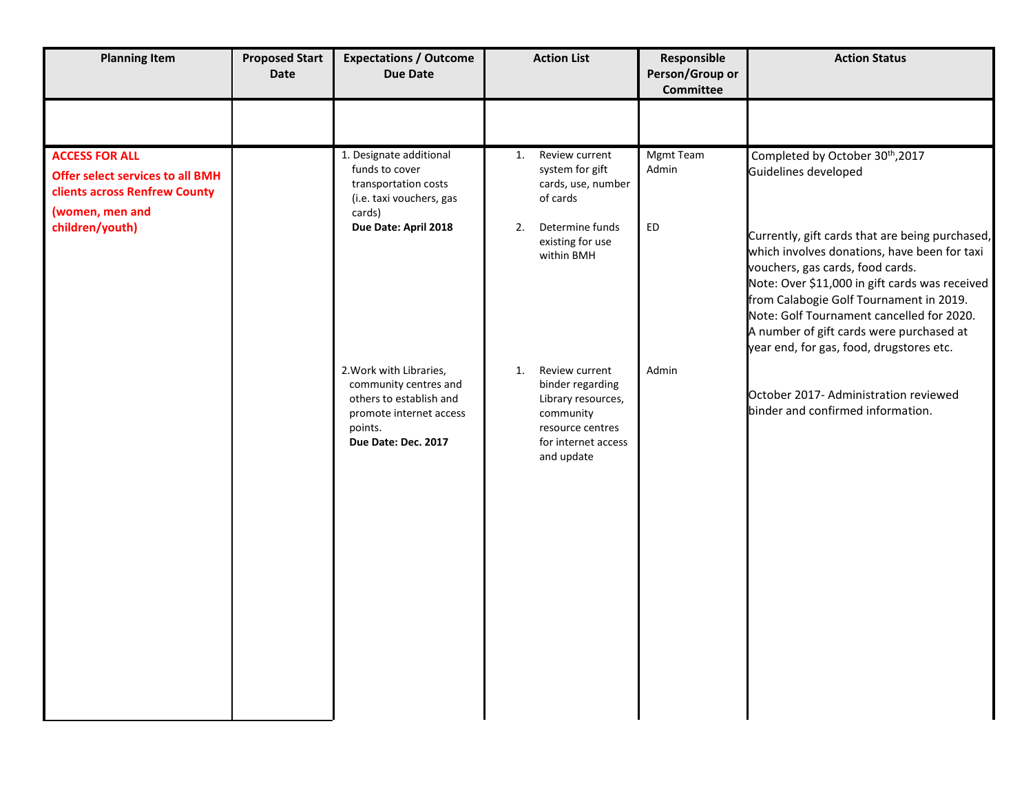| Planning Item | Proposed Start Date | Expectations / Outcome Due Date | Action List | Responsible Person/Group or Committee | Action Status |
|---|---|---|---|---|---|
| | | | | | |
| **ACCESS FOR ALL** **Offer select services to all BMH clients across Renfrew County (women, men and children/youth)** | | 1. Designate additional funds to cover transportation costs (i.e. taxi vouchers, gas cards) **Due Date: April 2018** | 1. Review current system for gift cards, use, number of cards | Mgmt Team Admin | Completed by October 30th,2017 Guidelines developed |
| | | | 2. Determine funds existing for use within BMH | ED | Currently, gift cards that are being purchased, which involves donations, have been for taxi vouchers, gas cards, food cards. Note: Over $11,000 in gift cards was received from Calabogie Golf Tournament in 2019. Note: Golf Tournament cancelled for 2020. A number of gift cards were purchased at year end, for gas, food, drugstores etc. |
| | | 2.Work with Libraries, community centres and others to establish and promote internet access points. **Due Date: Dec. 2017** | 1. Review current binder regarding Library resources, community resource centres for internet access and update | Admin | October 2017- Administration reviewed binder and confirmed information. |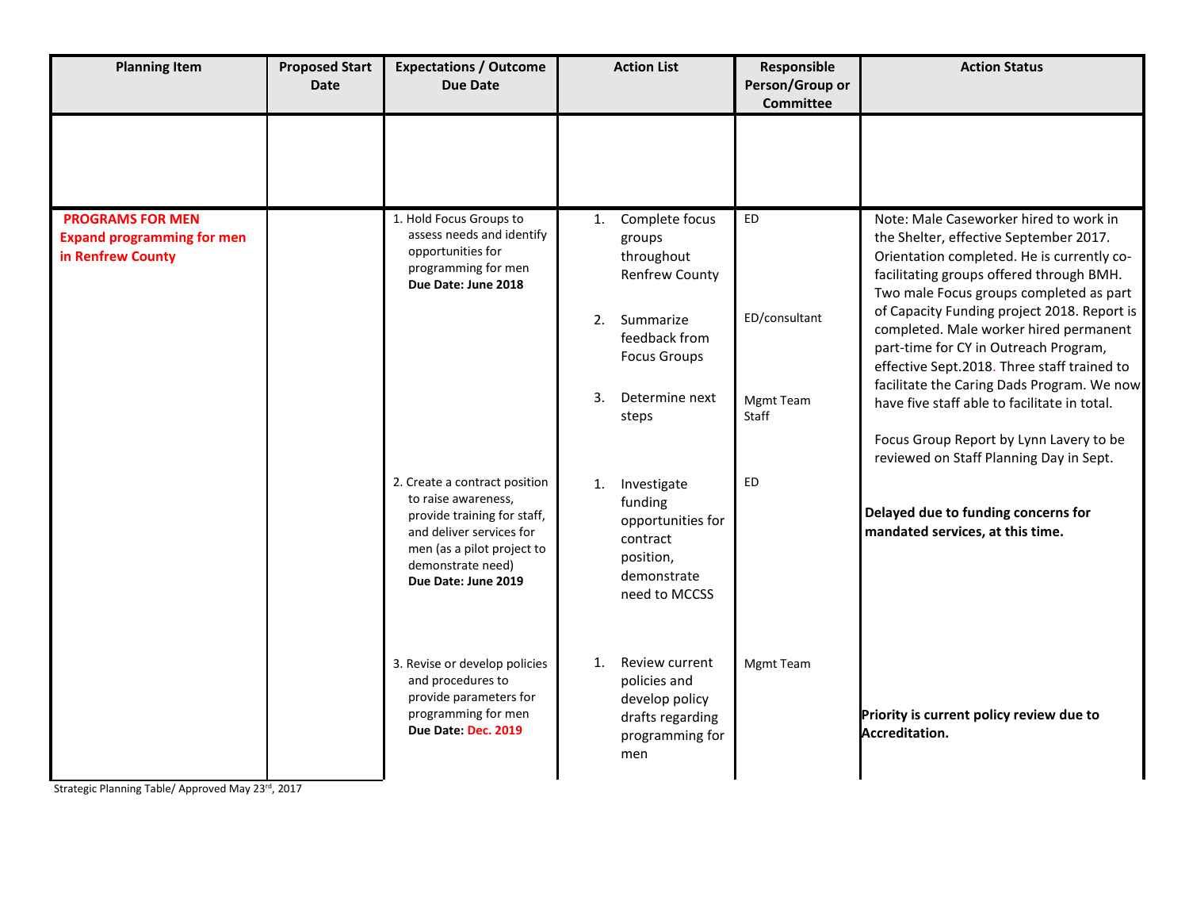| Planning Item | Proposed Start Date | Expectations / Outcome Due Date | Action List | Responsible Person/Group or Committee | Action Status |
|---|---|---|---|---|---|
| | | | | | |
| **PROGRAMS FOR MEN**<br>**Expand programming for men in Renfrew County** | | 1. Hold Focus Groups to assess needs and identify opportunities for programming for men<br>**Due Date: June 2018** | 1. Complete focus groups throughout Renfrew County<br><br>2. Summarize feedback from Focus Groups<br><br>3. Determine next steps | ED<br><br>ED/consultant<br><br>Mgmt Team<br>Staff | Note: Male Caseworker hired to work in the Shelter, effective September 2017. Orientation completed. He is currently co-facilitating groups offered through BMH. Two male Focus groups completed as part of Capacity Funding project 2018. Report is completed. Male worker hired permanent part-time for CY in Outreach Program, effective Sept.2018. Three staff trained to facilitate the Caring Dads Program. We now have five staff able to facilitate in total.<br><br>Focus Group Report by Lynn Lavery to be reviewed on Staff Planning Day in Sept. |
| | | 2. Create a contract position to raise awareness, provide training for staff, and deliver services for men (as a pilot project to demonstrate need)<br>**Due Date: June 2019** | 1. Investigate funding opportunities for contract position, demonstrate need to MCCSS | ED | **Delayed due to funding concerns for mandated services, at this time.** |
| | | 3. Revise or develop policies and procedures to provide parameters for programming for men<br>**Due Date: Dec. 2019** | 1. Review current policies and develop policy drafts regarding programming for men | Mgmt Team | **Priority is current policy review due to Accreditation.** |

Strategic Planning Table/ Approved May 23rd, 2017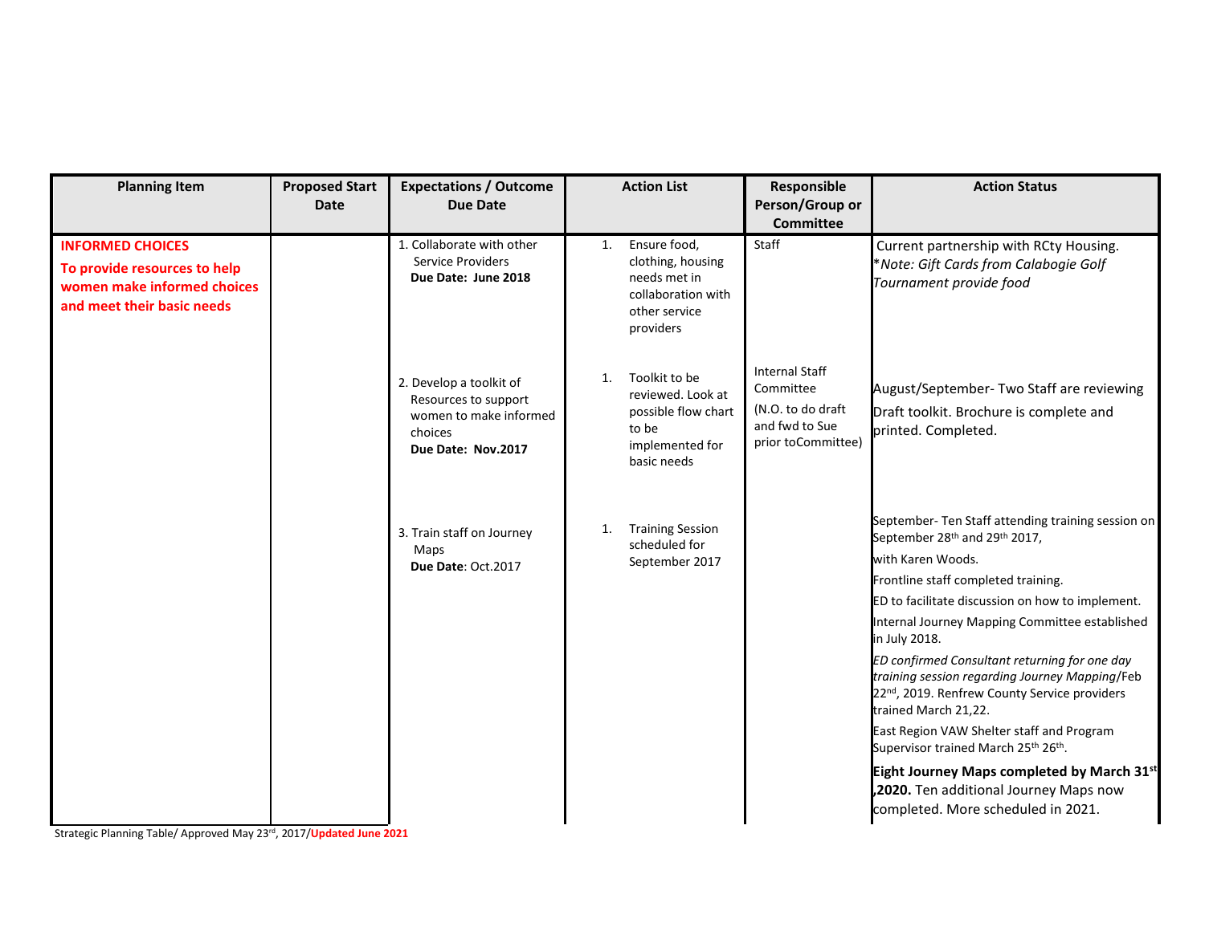| Planning Item | Proposed Start Date | Expectations / Outcome Due Date | Action List | Responsible Person/Group or Committee | Action Status |
|---|---|---|---|---|---|
| **INFORMED CHOICES**<br>**To provide resources to help women make informed choices and meet their basic needs** | | 1. Collaborate with other Service Providers<br>**Due Date: June 2018** | 1. Ensure food, clothing, housing needs met in collaboration with other service providers | Staff | Current partnership with RCty Housing.<br>**Note: Gift Cards from Calabogie Golf Tournament provide food* |
| | | 2. Develop a toolkit of Resources to support women to make informed choices<br>**Due Date: Nov.2017** | 1. Toolkit to be reviewed. Look at possible flow chart to be implemented for basic needs | Internal Staff Committee<br>(N.O. to do draft and fwd to Sue prior toCommittee) | August/September- Two Staff are reviewing Draft toolkit. Brochure is complete and printed. Completed. |
| | | 3. Train staff on Journey Maps<br>**Due Date**: Oct.2017 | 1. Training Session scheduled for September 2017 | | September- Ten Staff attending training session on September 28th and 29th 2017,<br>with Karen Woods.<br>Frontline staff completed training.<br>ED to facilitate discussion on how to implement.<br>Internal Journey Mapping Committee established in July 2018.<br>*ED confirmed Consultant returning for one day training session regarding Journey Mapping*/Feb 22nd, 2019. Renfrew County Service providers trained March 21,22.<br>East Region VAW Shelter staff and Program Supervisor trained March 25th 26th.<br>**Eight Journey Maps completed by March 31st ,2020.** Ten additional Journey Maps now completed. More scheduled in 2021. |

Strategic Planning Table/ Approved May 23rd, 2017/**Updated June 2021**